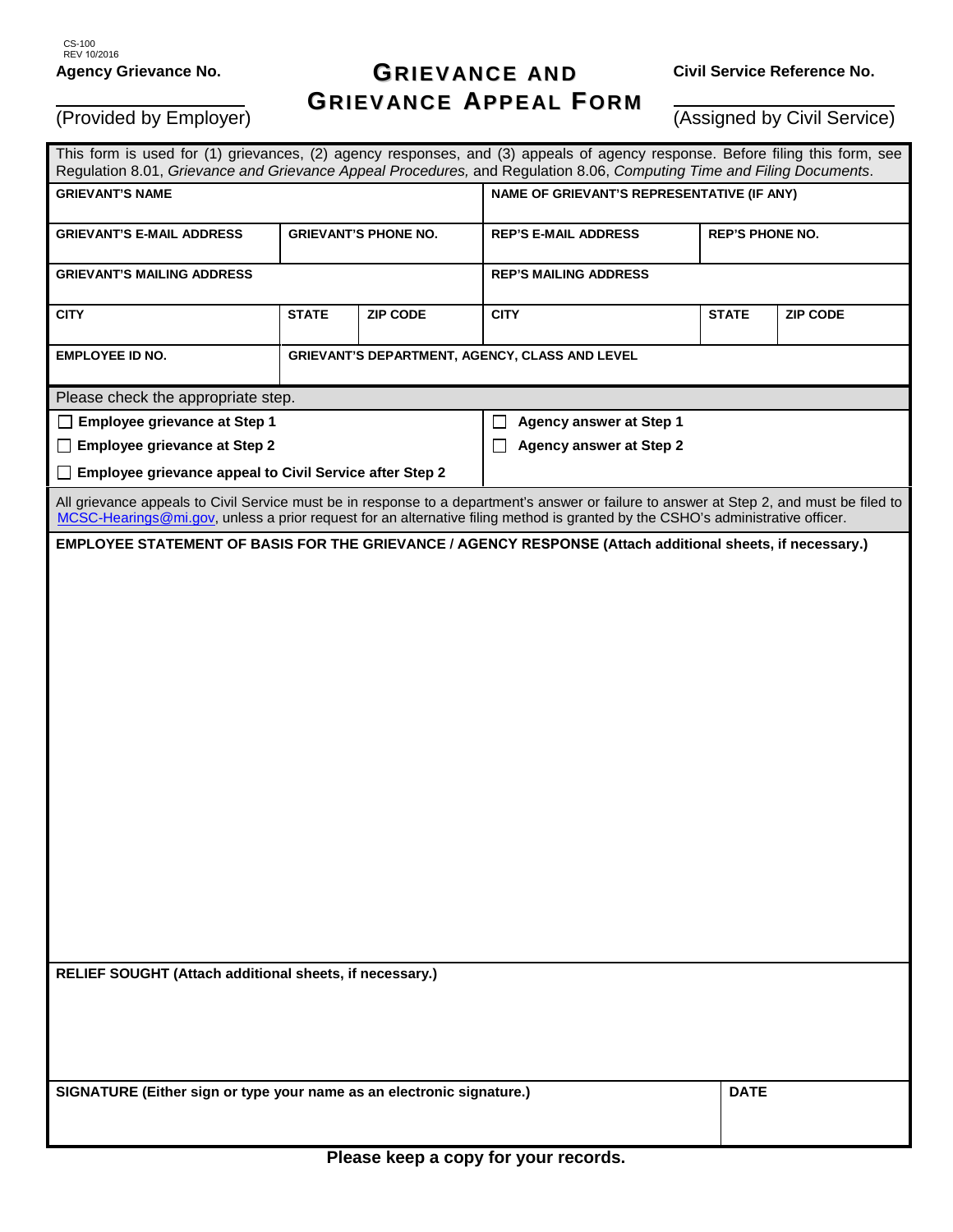CS-100
REV 10/2016

**Agency Grievance No.**

______________________
(Provided by Employer)

# GRIEVANCE AND GRIEVANCE APPEAL FORM

**Civil Service Reference No.**

______________________
(Assigned by Civil Service)

This form is used for (1) grievances, (2) agency responses, and (3) appeals of agency response. Before filing this form, see Regulation 8.01, *Grievance and Grievance Appeal Procedures,* and Regulation 8.06, *Computing Time and Filing Documents*.

| **GRIEVANT'S NAME** | | | **NAME OF GRIEVANT'S REPRESENTATIVE (IF ANY)** | | |
|---|---|---|---|---|---|
| **GRIEVANT'S E-MAIL ADDRESS** | **GRIEVANT'S PHONE NO.** | | **REP'S E-MAIL ADDRESS** | **REP'S PHONE NO.** | |
| **GRIEVANT'S MAILING ADDRESS** | | | **REP'S MAILING ADDRESS** | | |
| **CITY** | **STATE** | **ZIP CODE** | **CITY** | **STATE** | **ZIP CODE** |
| **EMPLOYEE ID NO.** | **GRIEVANT'S DEPARTMENT, AGENCY, CLASS AND LEVEL** | | | | |

Please check the appropriate step.

| | |
|---|---|
| ☐ **Employee grievance at Step 1** | ☐ **Agency answer at Step 1** |
| ☐ **Employee grievance at Step 2** | ☐ **Agency answer at Step 2** |
| ☐ **Employee grievance appeal to Civil Service after Step 2** | |

All grievance appeals to Civil Service must be in response to a department's answer or failure to answer at Step 2, and must be filed to MCSC-Hearings@mi.gov, unless a prior request for an alternative filing method is granted by the CSHO's administrative officer.

**EMPLOYEE STATEMENT OF BASIS FOR THE GRIEVANCE / AGENCY RESPONSE (Attach additional sheets, if necessary.)**

**RELIEF SOUGHT (Attach additional sheets, if necessary.)**

| **SIGNATURE (Either sign or type your name as an electronic signature.)** | **DATE** |
|---|---|
| | |

**Please keep a copy for your records.**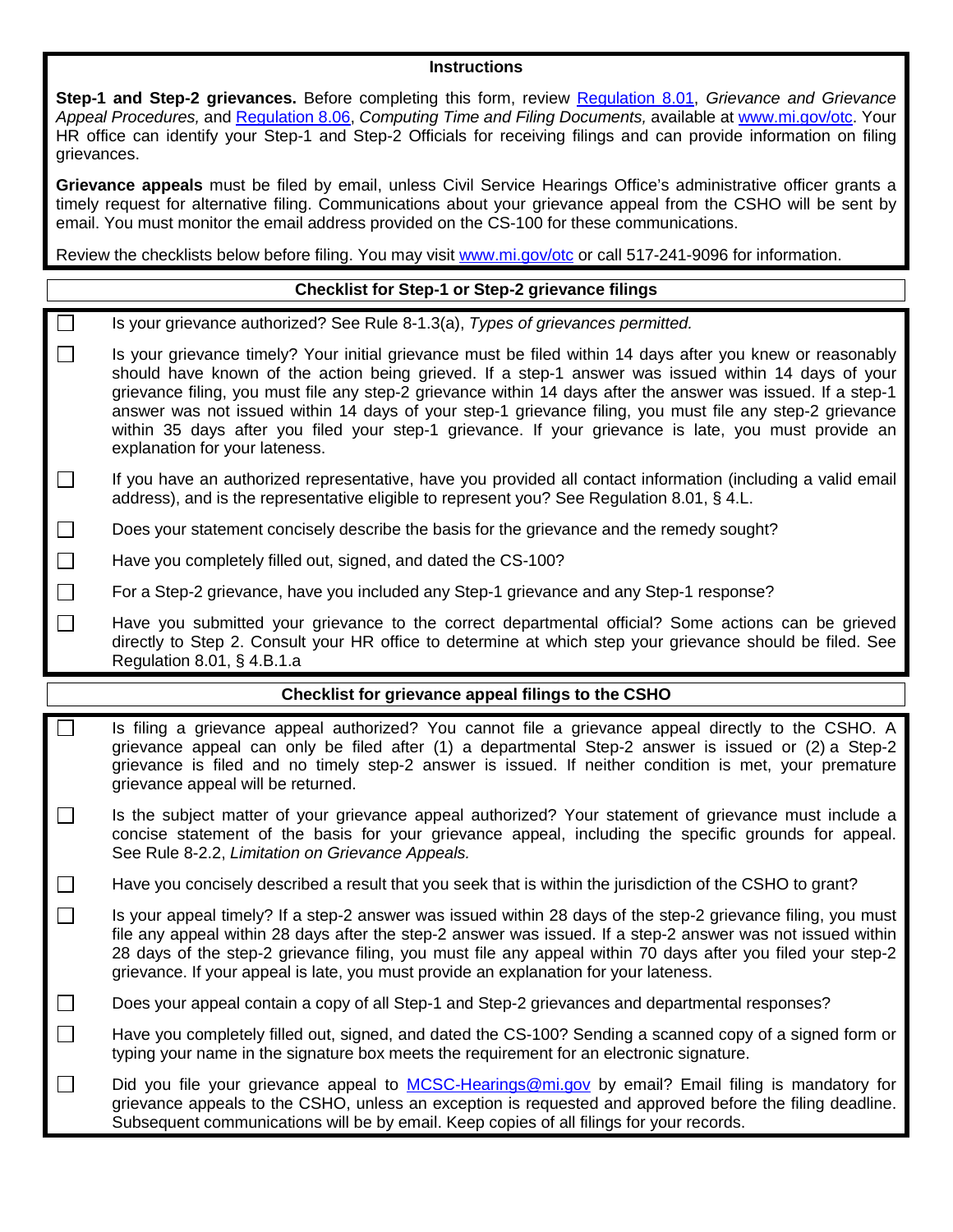## Instructions

**Step-1 and Step-2 grievances.** Before completing this form, review [Regulation 8.01](), *Grievance and Grievance Appeal Procedures,* and [Regulation 8.06](), *Computing Time and Filing Documents,* available at [www.mi.gov/otc](). Your HR office can identify your Step-1 and Step-2 Officials for receiving filings and can provide information on filing grievances.

**Grievance appeals** must be filed by email, unless Civil Service Hearings Office's administrative officer grants a timely request for alternative filing. Communications about your grievance appeal from the CSHO will be sent by email. You must monitor the email address provided on the CS-100 for these communications.

Review the checklists below before filing. You may visit [www.mi.gov/otc]() or call 517-241-9096 for information.

### Checklist for Step-1 or Step-2 grievance filings

- ☐ Is your grievance authorized? See Rule 8-1.3(a), *Types of grievances permitted.*
- ☐ Is your grievance timely? Your initial grievance must be filed within 14 days after you knew or reasonably should have known of the action being grieved. If a step-1 answer was issued within 14 days of your grievance filing, you must file any step-2 grievance within 14 days after the answer was issued. If a step-1 answer was not issued within 14 days of your step-1 grievance filing, you must file any step-2 grievance within 35 days after you filed your step-1 grievance. If your grievance is late, you must provide an explanation for your lateness.
- ☐ If you have an authorized representative, have you provided all contact information (including a valid email address), and is the representative eligible to represent you? See Regulation 8.01, § 4.L.
- ☐ Does your statement concisely describe the basis for the grievance and the remedy sought?
- ☐ Have you completely filled out, signed, and dated the CS-100?
- ☐ For a Step-2 grievance, have you included any Step-1 grievance and any Step-1 response?
- ☐ Have you submitted your grievance to the correct departmental official? Some actions can be grieved directly to Step 2. Consult your HR office to determine at which step your grievance should be filed. See Regulation 8.01, § 4.B.1.a

### Checklist for grievance appeal filings to the CSHO

- ☐ Is filing a grievance appeal authorized? You cannot file a grievance appeal directly to the CSHO. A grievance appeal can only be filed after (1) a departmental Step-2 answer is issued or (2) a Step-2 grievance is filed and no timely step-2 answer is issued. If neither condition is met, your premature grievance appeal will be returned.
- ☐ Is the subject matter of your grievance appeal authorized? Your statement of grievance must include a concise statement of the basis for your grievance appeal, including the specific grounds for appeal. See Rule 8-2.2, *Limitation on Grievance Appeals.*
- ☐ Have you concisely described a result that you seek that is within the jurisdiction of the CSHO to grant?
- ☐ Is your appeal timely? If a step-2 answer was issued within 28 days of the step-2 grievance filing, you must file any appeal within 28 days after the step-2 answer was issued. If a step-2 answer was not issued within 28 days of the step-2 grievance filing, you must file any appeal within 70 days after you filed your step-2 grievance. If your appeal is late, you must provide an explanation for your lateness.
- ☐ Does your appeal contain a copy of all Step-1 and Step-2 grievances and departmental responses?
- ☐ Have you completely filled out, signed, and dated the CS-100? Sending a scanned copy of a signed form or typing your name in the signature box meets the requirement for an electronic signature.
- ☐ Did you file your grievance appeal to [MCSC-Hearings@mi.gov]() by email? Email filing is mandatory for grievance appeals to the CSHO, unless an exception is requested and approved before the filing deadline. Subsequent communications will be by email. Keep copies of all filings for your records.